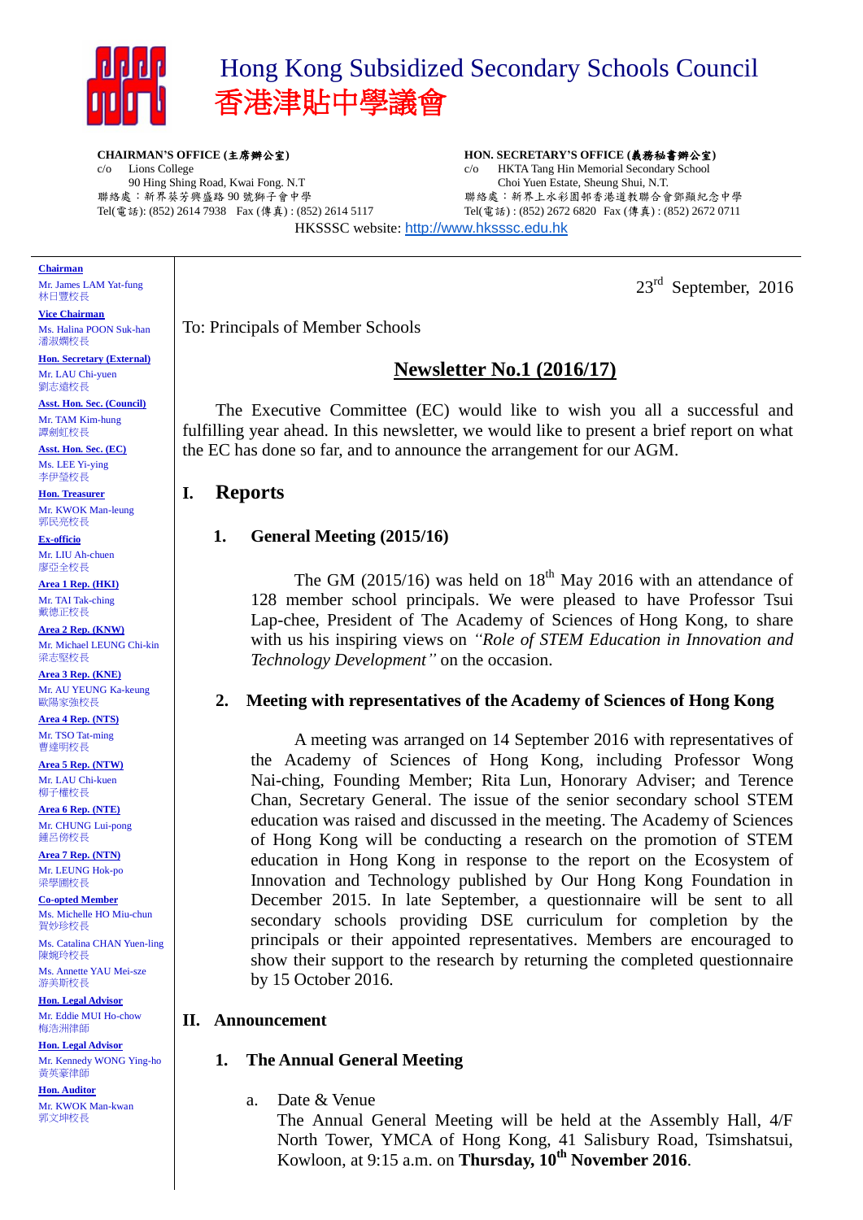# Hong Kong Subsidized Secondary Schools Council
# 香港津貼中學議會

**CHAIRMAN'S OFFICE (主席辦公室)**
c/o Lions College
90 Hing Shing Road, Kwai Fong. N.T
聯絡處：新界葵芳興盛路 90 號獅子會中學
Tel(電話): (852) 2614 7938 Fax (傳真) : (852) 2614 5117

**HON. SECRETARY'S OFFICE (義務秘書辦公室)**
c/o HKTA Tang Hin Memorial Secondary School
Choi Yuen Estate, Sheung Shui, N.T.
聯絡處：新界上水彩園邨香港道教聯合會鄧顯紀念中學
Tel(電話) : (852) 2672 6820 Fax (傳真) : (852) 2672 0711

HKSSSC website: http://www.hksssc.edu.hk

**Chairman**
Mr. James LAM Yat-fung
林日豐校長

**Vice Chairman**
Ms. Halina POON Suk-han
潘淑嫻校長

**Hon. Secretary (External)**
Mr. LAU Chi-yuen
劉志遠校長

**Asst. Hon. Sec. (Council)**
Mr. TAM Kim-hung
譚劍虹校長

**Asst. Hon. Sec. (EC)**
Ms. LEE Yi-ying
李伊瑩校長

**Hon. Treasurer**
Mr. KWOK Man-leung
郭民亮校長

**Ex-officio**
Mr. LIU Ah-chuen
廖亞全校長

**Area 1 Rep. (HKI)**
Mr. TAI Tak-ching
戴德正校長

**Area 2 Rep. (KNW)**
Mr. Michael LEUNG Chi-kin
梁志堅校長

**Area 3 Rep. (KNE)**
Mr. AU YEUNG Ka-keung
歐陽家強校長

**Area 4 Rep. (NTS)**
Mr. TSO Tat-ming
曹達明校長

**Area 5 Rep. (NTW)**
Mr. LAU Chi-kuen
柳子權校長

**Area 6 Rep. (NTE)**
Mr. CHUNG Lui-pong
鍾呂傍校長

**Area 7 Rep. (NTN)**
Mr. LEUNG Hok-po
梁學圃校長

**Co-opted Member**
Ms. Michelle HO Miu-chun
賀妙珍校長

Ms. Catalina CHAN Yuen-ling
陳婉玲校長

Ms. Annette YAU Mei-sze
游美斯校長

**Hon. Legal Advisor**
Mr. Eddie MUI Ho-chow
梅浩洲律師

**Hon. Legal Advisor**
Mr. Kennedy WONG Ying-ho
黃英豪律師

**Hon. Auditor**
Mr. KWOK Man-kwan
郭文坤校長

23rd September, 2016

To: Principals of Member Schools

## Newsletter No.1 (2016/17)

The Executive Committee (EC) would like to wish you all a successful and fulfilling year ahead. In this newsletter, we would like to present a brief report on what the EC has done so far, and to announce the arrangement for our AGM.

## I. Reports

### 1. General Meeting (2015/16)

The GM (2015/16) was held on 18th May 2016 with an attendance of 128 member school principals. We were pleased to have Professor Tsui Lap-chee, President of The Academy of Sciences of Hong Kong, to share with us his inspiring views on *"Role of STEM Education in Innovation and Technology Development"* on the occasion.

### 2. Meeting with representatives of the Academy of Sciences of Hong Kong

A meeting was arranged on 14 September 2016 with representatives of the Academy of Sciences of Hong Kong, including Professor Wong Nai-ching, Founding Member; Rita Lun, Honorary Adviser; and Terence Chan, Secretary General. The issue of the senior secondary school STEM education was raised and discussed in the meeting. The Academy of Sciences of Hong Kong will be conducting a research on the promotion of STEM education in Hong Kong in response to the report on the Ecosystem of Innovation and Technology published by Our Hong Kong Foundation in December 2015. In late September, a questionnaire will be sent to all secondary schools providing DSE curriculum for completion by the principals or their appointed representatives. Members are encouraged to show their support to the research by returning the completed questionnaire by 15 October 2016.

## II. Announcement

### 1. The Annual General Meeting

a. Date & Venue
The Annual General Meeting will be held at the Assembly Hall, 4/F North Tower, YMCA of Hong Kong, 41 Salisbury Road, Tsimshatsui, Kowloon, at 9:15 a.m. on **Thursday, 10th November 2016**.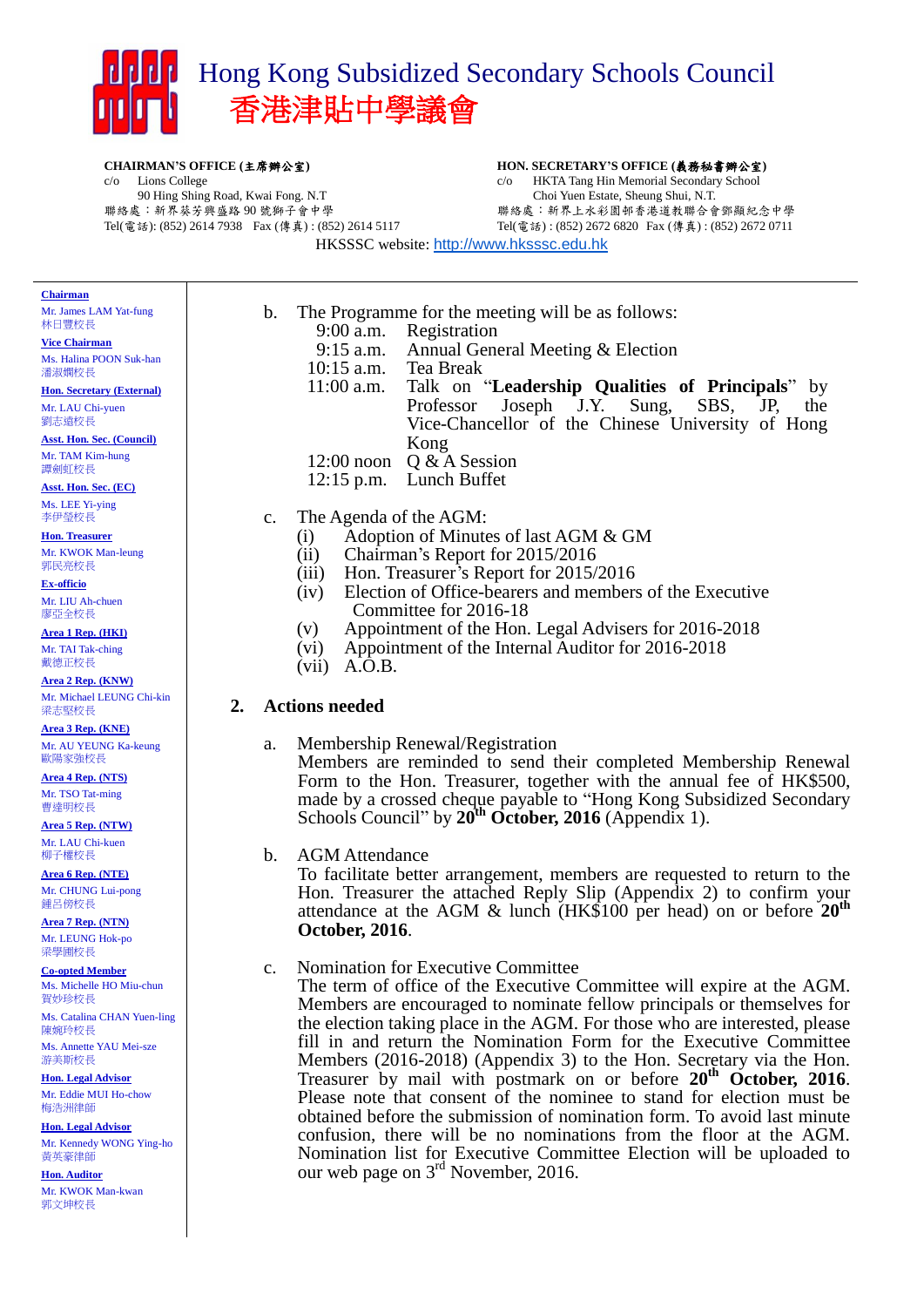# Hong Kong Subsidized Secondary Schools Council
# 香港津貼中學議會

**CHAIRMAN'S OFFICE (主席辦公室)**
c/o Lions College
90 Hing Shing Road, Kwai Fong. N.T
聯絡處：新界葵芳興盛路 90 號獅子會中學
Tel(電話): (852) 2614 7938 Fax (傳真) : (852) 2614 5117

**HON. SECRETARY'S OFFICE (義務秘書辦公室)**
c/o HKTA Tang Hin Memorial Secondary School
Choi Yuen Estate, Sheung Shui, N.T.
聯絡處：新界上水彩園邨香港道教聯合會鄧顯紀念中學
Tel(電話) : (852) 2672 6820 Fax (傳真) : (852) 2672 0711

HKSSSC website: http://www.hksssc.edu.hk

**Chairman**
Mr. James LAM Yat-fung
林日豐校長

**Vice Chairman**
Ms. Halina POON Suk-han
潘淑嫻校長

**Hon. Secretary (External)**
Mr. LAU Chi-yuen
劉志遠校長

**Asst. Hon. Sec. (Council)**
Mr. TAM Kim-hung
譚劍虹校長

**Asst. Hon. Sec. (EC)**
Ms. LEE Yi-ying
李伊瑩校長

**Hon. Treasurer**
Mr. KWOK Man-leung
郭民亮校長

**Ex-officio**
Mr. LIU Ah-chuen
廖亞全校長

**Area 1 Rep. (HKI)**
Mr. TAI Tak-ching
戴德正校長

**Area 2 Rep. (KNW)**
Mr. Michael LEUNG Chi-kin
梁志堅校長

**Area 3 Rep. (KNE)**
Mr. AU YEUNG Ka-keung
歐陽家強校長

**Area 4 Rep. (NTS)**
Mr. TSO Tat-ming
曹達明校長

**Area 5 Rep. (NTW)**
Mr. LAU Chi-kuen
柳子權校長

**Area 6 Rep. (NTE)**
Mr. CHUNG Lui-pong
鍾呂傍校長

**Area 7 Rep. (NTN)**
Mr. LEUNG Hok-po
梁學圃校長

**Co-opted Member**
Ms. Michelle HO Miu-chun
賀妙珍校長

Ms. Catalina CHAN Yuen-ling
陳婉玲校長

Ms. Annette YAU Mei-sze
游美斯校長

**Hon. Legal Advisor**
Mr. Eddie MUI Ho-chow
梅浩洲律師

**Hon. Legal Advisor**
Mr. Kennedy WONG Ying-ho
黃英豪律師

**Hon. Auditor**
Mr. KWOK Man-kwan
郭文坤校長

---

b. The Programme for the meeting will be as follows:

| | |
|---|---|
| 9:00 a.m. | Registration |
| 9:15 a.m. | Annual General Meeting & Election |
| 10:15 a.m. | Tea Break |
| 11:00 a.m. | Talk on "**Leadership Qualities of Principals**" by Professor Joseph J.Y. Sung, SBS, JP, the Vice-Chancellor of the Chinese University of Hong Kong |
| 12:00 noon | Q & A Session |
| 12:15 p.m. | Lunch Buffet |

c. The Agenda of the AGM:
- (i) Adoption of Minutes of last AGM & GM
- (ii) Chairman's Report for 2015/2016
- (iii) Hon. Treasurer's Report for 2015/2016
- (iv) Election of Office-bearers and members of the Executive Committee for 2016-18
- (v) Appointment of the Hon. Legal Advisers for 2016-2018
- (vi) Appointment of the Internal Auditor for 2016-2018
- (vii) A.O.B.

## 2. Actions needed

a. Membership Renewal/Registration
Members are reminded to send their completed Membership Renewal Form to the Hon. Treasurer, together with the annual fee of HK$500, made by a crossed cheque payable to "Hong Kong Subsidized Secondary Schools Council" by **20th October, 2016** (Appendix 1).

b. AGM Attendance
To facilitate better arrangement, members are requested to return to the Hon. Treasurer the attached Reply Slip (Appendix 2) to confirm your attendance at the AGM & lunch (HK$100 per head) on or before **20th October, 2016**.

c. Nomination for Executive Committee
The term of office of the Executive Committee will expire at the AGM. Members are encouraged to nominate fellow principals or themselves for the election taking place in the AGM. For those who are interested, please fill in and return the Nomination Form for the Executive Committee Members (2016-2018) (Appendix 3) to the Hon. Secretary via the Hon. Treasurer by mail with postmark on or before **20th October, 2016**. Please note that consent of the nominee to stand for election must be obtained before the submission of nomination form. To avoid last minute confusion, there will be no nominations from the floor at the AGM. Nomination list for Executive Committee Election will be uploaded to our web page on 3rd November, 2016.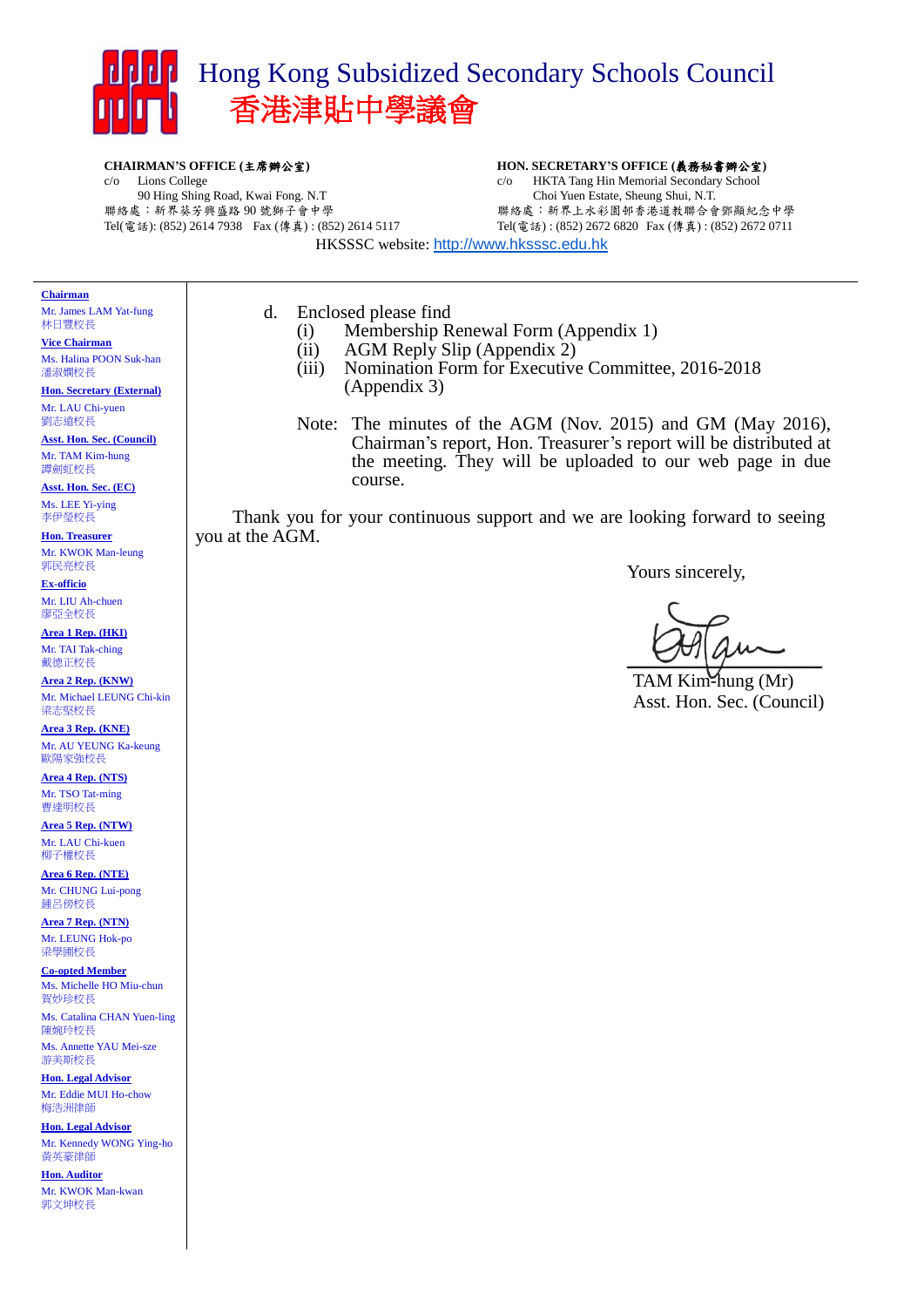# Hong Kong Subsidized Secondary Schools Council
# 香港津貼中學議會

**CHAIRMAN'S OFFICE (主席辦公室)**
c/o Lions College
90 Hing Shing Road, Kwai Fong. N.T
聯絡處：新界葵芳興盛路 90 號獅子會中學
Tel(電話): (852) 2614 7938 Fax (傳真) : (852) 2614 5117

**HON. SECRETARY'S OFFICE (義務秘書辦公室)**
c/o HKTA Tang Hin Memorial Secondary School
Choi Yuen Estate, Sheung Shui, N.T.
聯絡處：新界上水彩園邨香港道教聯合會鄧顯紀念中學
Tel(電話) : (852) 2672 6820 Fax (傳真) : (852) 2672 0711

HKSSSC website: http://www.hksssc.edu.hk

**Chairman**
Mr. James LAM Yat-fung
林日豐校長

**Vice Chairman**
Ms. Halina POON Suk-han
潘淑嫻校長

**Hon. Secretary (External)**
Mr. LAU Chi-yuen
劉志遠校長

**Asst. Hon. Sec. (Council)**
Mr. TAM Kim-hung
譚劍虹校長

**Asst. Hon. Sec. (EC)**
Ms. LEE Yi-ying
李伊瑩校長

**Hon. Treasurer**
Mr. KWOK Man-leung
郭民亮校長

**Ex-officio**
Mr. LIU Ah-chuen
廖亞全校長

**Area 1 Rep. (HKI)**
Mr. TAI Tak-ching
戴德正校長

**Area 2 Rep. (KNW)**
Mr. Michael LEUNG Chi-kin
梁志堅校長

**Area 3 Rep. (KNE)**
Mr. AU YEUNG Ka-keung
歐陽家強校長

**Area 4 Rep. (NTS)**
Mr. TSO Tat-ming
曹達明校長

**Area 5 Rep. (NTW)**
Mr. LAU Chi-kuen
柳子權校長

**Area 6 Rep. (NTE)**
Mr. CHUNG Lui-pong
鍾呂傍校長

**Area 7 Rep. (NTN)**
Mr. LEUNG Hok-po
梁學圃校長

**Co-opted Member**
Ms. Michelle HO Miu-chun
賀妙珍校長

Ms. Catalina CHAN Yuen-ling
陳婉玲校長

Ms. Annette YAU Mei-sze
游美斯校長

**Hon. Legal Advisor**
Mr. Eddie MUI Ho-chow
梅浩洲律師

**Hon. Legal Advisor**
Mr. Kennedy WONG Ying-ho
黃英豪律師

**Hon. Auditor**
Mr. KWOK Man-kwan
郭文坤校長

---

d. Enclosed please find
   (i) Membership Renewal Form (Appendix 1)
   (ii) AGM Reply Slip (Appendix 2)
   (iii) Nomination Form for Executive Committee, 2016-2018 (Appendix 3)

   Note: The minutes of the AGM (Nov. 2015) and GM (May 2016), Chairman's report, Hon. Treasurer's report will be distributed at the meeting. They will be uploaded to our web page in due course.

Thank you for your continuous support and we are looking forward to seeing you at the AGM.

Yours sincerely,

TAM Kim-hung (Mr)
Asst. Hon. Sec. (Council)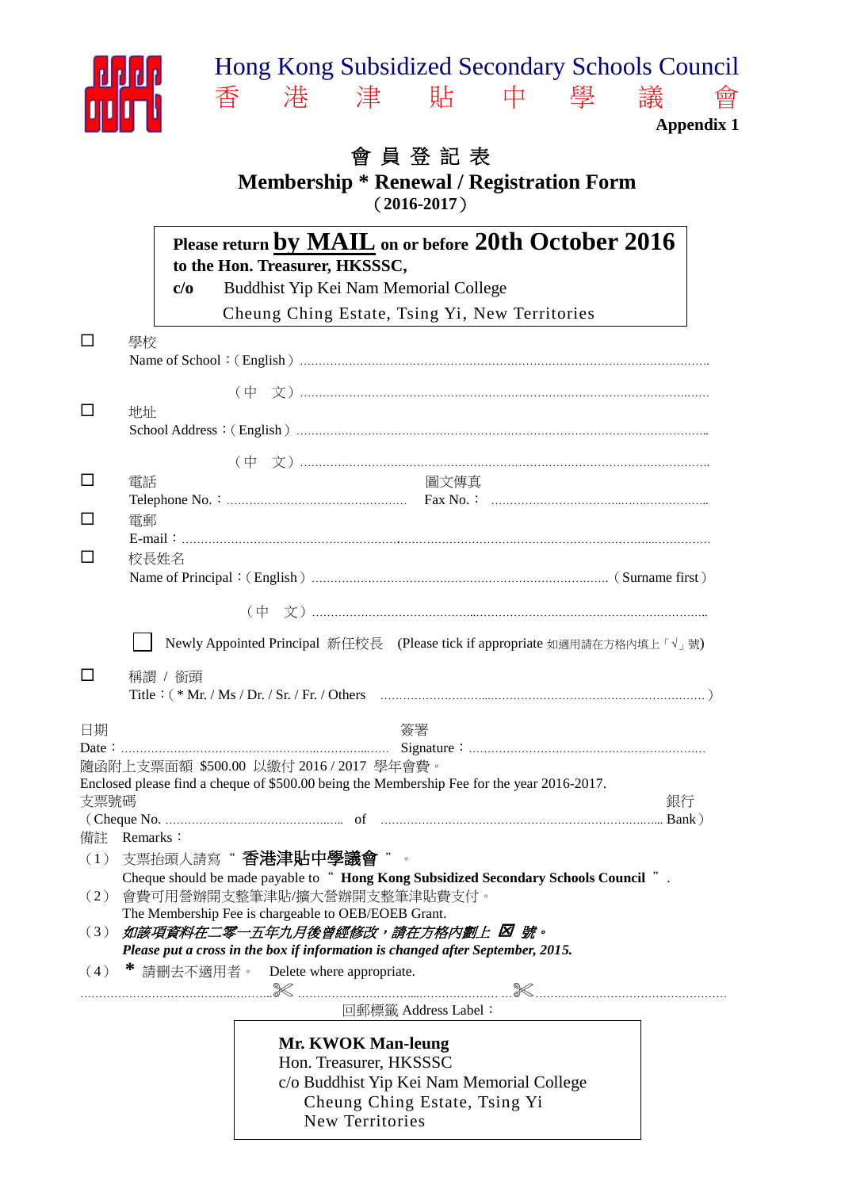**Hong Kong Subsidized Secondary Schools Council**
**香　港　津　貼　中　學　議　會**

**Appendix 1**

# 會員登記表
# Membership * Renewal / Registration Form
**（2016-2017）**

**Please return by MAIL on or before 20th October 2016**
**to the Hon. Treasurer, HKSSSC,**
**c/o** Buddhist Yip Kei Nam Memorial College
Cheung Ching Estate, Tsing Yi, New Territories

☐ 學校
Name of School：( English ) ..............................................................................................

（中　文）..............................................................................................

☐ 地址
School Address：( English ) ..............................................................................................

（中　文）..............................................................................................

☐ 電話 Telephone No.：............................................ 圖文傳真 Fax No.：............................................

☐ 電郵
E-mail：..............................................................................................

☐ 校長姓名
Name of Principal：( English ) .......................................................... ( Surname first )

（中　文）..............................................................................................

☐ Newly Appointed Principal 新任校長 (Please tick if appropriate 如適用請在方格內填上「√」號)

☐ 稱謂 / 銜頭
Title：( * Mr. / Ms / Dr. / Sr. / Fr. / Others .................................................................. )

日期 Date：........................................................ 簽署 Signature：........................................................

隨函附上支票面額 $500.00 以繳付 2016 / 2017 學年會費。
Enclosed please find a cheque of $500.00 being the Membership Fee for the year 2016-2017.

支票號碼 (Cheque No. .............................................. of .............................................................. 銀行 Bank )

備註 Remarks：

（1） 支票抬頭人請寫 " **香港津貼中學議會** " 。
Cheque should be made payable to " **Hong Kong Subsidized Secondary Schools Council** " .

（2） 會費可用營辦開支整筆津貼/擴大營辦開支整筆津貼費支付。
The Membership Fee is chargeable to OEB/EOEB Grant.

（3） ***如該項資料在二零一五年九月後曾經修改，請在方格內劃上 ☒ 號。***
***Please put a cross in the box if information is changed after September, 2015.***

（4） * 請刪去不適用者。 Delete where appropriate.

..........................................✂..........................................✂..........................................

回郵標籤 Address Label：

**Mr. KWOK Man-leung**
Hon. Treasurer, HKSSSC
c/o Buddhist Yip Kei Nam Memorial College
Cheung Ching Estate, Tsing Yi
New Territories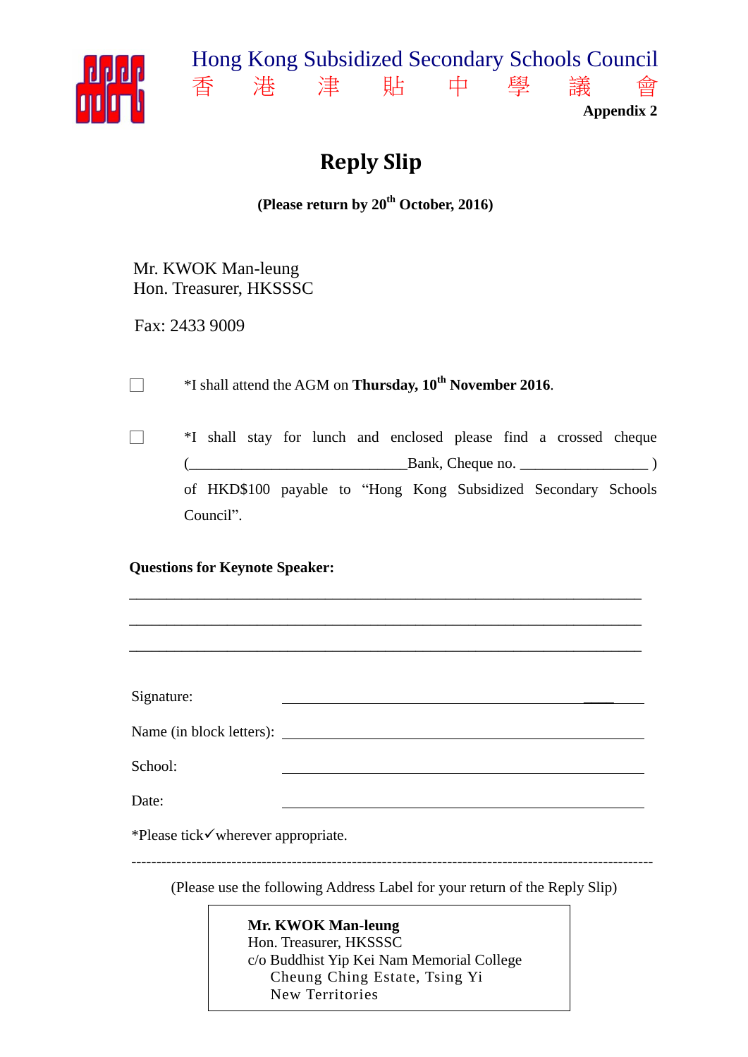Hong Kong Subsidized Secondary Schools Council
香 港 津 貼 中 學 議 會

**Appendix 2**

# Reply Slip

**(Please return by 20th October, 2016)**

Mr. KWOK Man-leung
Hon. Treasurer, HKSSSC

Fax: 2433 9009

☐ *I shall attend the AGM on **Thursday, 10th November 2016**.

☐ *I shall stay for lunch and enclosed please find a crossed cheque (____________________________Bank, Cheque no. ________________ ) of HKD$100 payable to “Hong Kong Subsidized Secondary Schools Council”.

**Questions for Keynote Speaker:**

_______________________________________________________________

_______________________________________________________________

_______________________________________________________________

Signature: ____________________________________________

Name (in block letters): ____________________________________________

School: ____________________________________________

Date: ____________________________________________

*Please tick✓wherever appropriate.

---

(Please use the following Address Label for your return of the Reply Slip)

**Mr. KWOK Man-leung**
Hon. Treasurer, HKSSSC
c/o Buddhist Yip Kei Nam Memorial College
Cheung Ching Estate, Tsing Yi
New Territories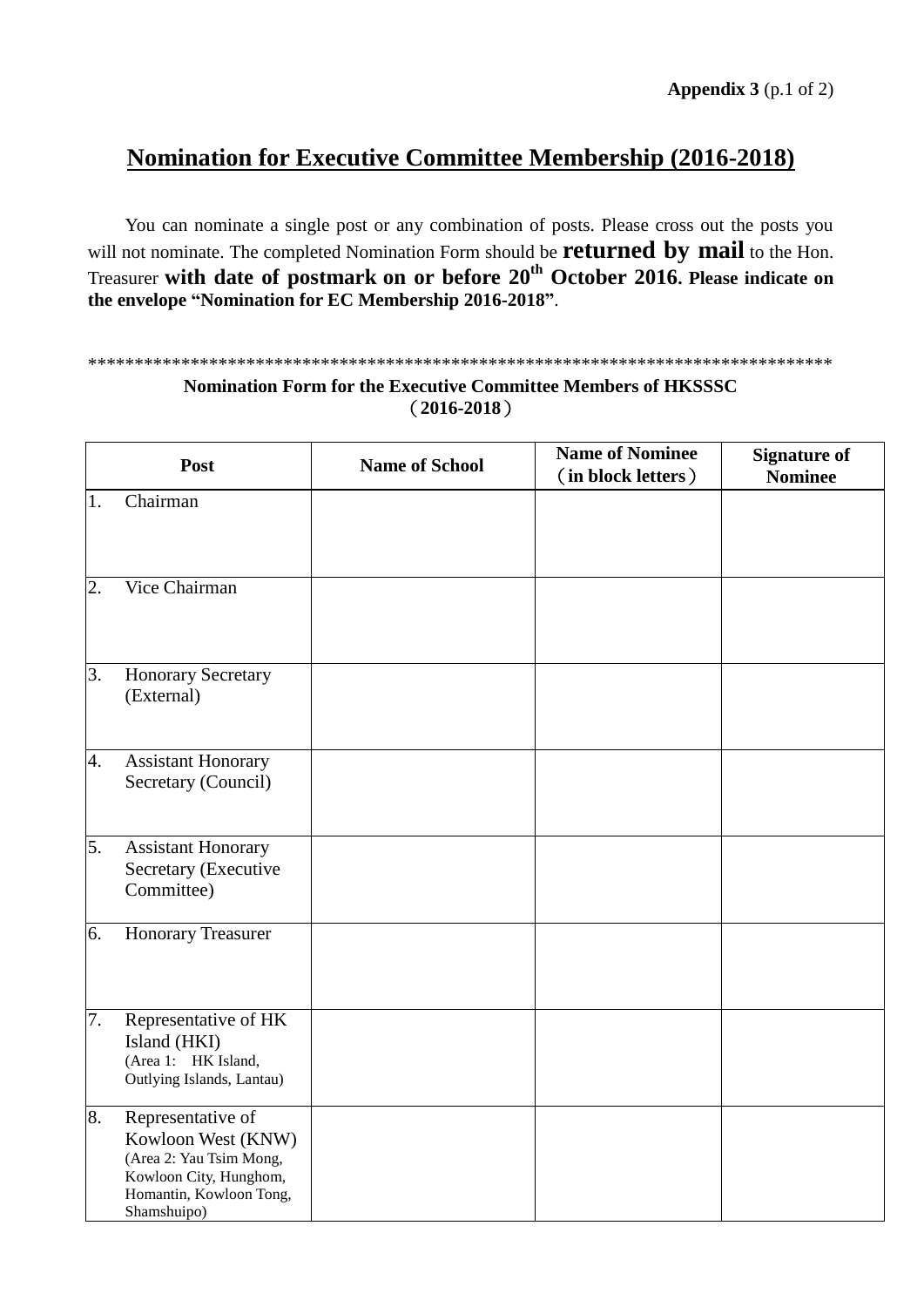**Appendix 3** (p.1 of 2)

# Nomination for Executive Committee Membership (2016-2018)

You can nominate a single post or any combination of posts. Please cross out the posts you will not nominate. The completed Nomination Form should be **returned by mail** to the Hon. Treasurer **with date of postmark on or before 20th October 2016. Please indicate on the envelope "Nomination for EC Membership 2016-2018"**.

********************************************************************************

**Nomination Form for the Executive Committee Members of HKSSSC**
**（2016-2018）**

| Post | Name of School | Name of Nominee （in block letters） | Signature of Nominee |
|---|---|---|---|
| 1. Chairman | | | |
| 2. Vice Chairman | | | |
| 3. Honorary Secretary (External) | | | |
| 4. Assistant Honorary Secretary (Council) | | | |
| 5. Assistant Honorary Secretary (Executive Committee) | | | |
| 6. Honorary Treasurer | | | |
| 7. Representative of HK Island (HKI) (Area 1: HK Island, Outlying Islands, Lantau) | | | |
| 8. Representative of Kowloon West (KNW) (Area 2: Yau Tsim Mong, Kowloon City, Hunghom, Homantin, Kowloon Tong, Shamshuipo) | | | |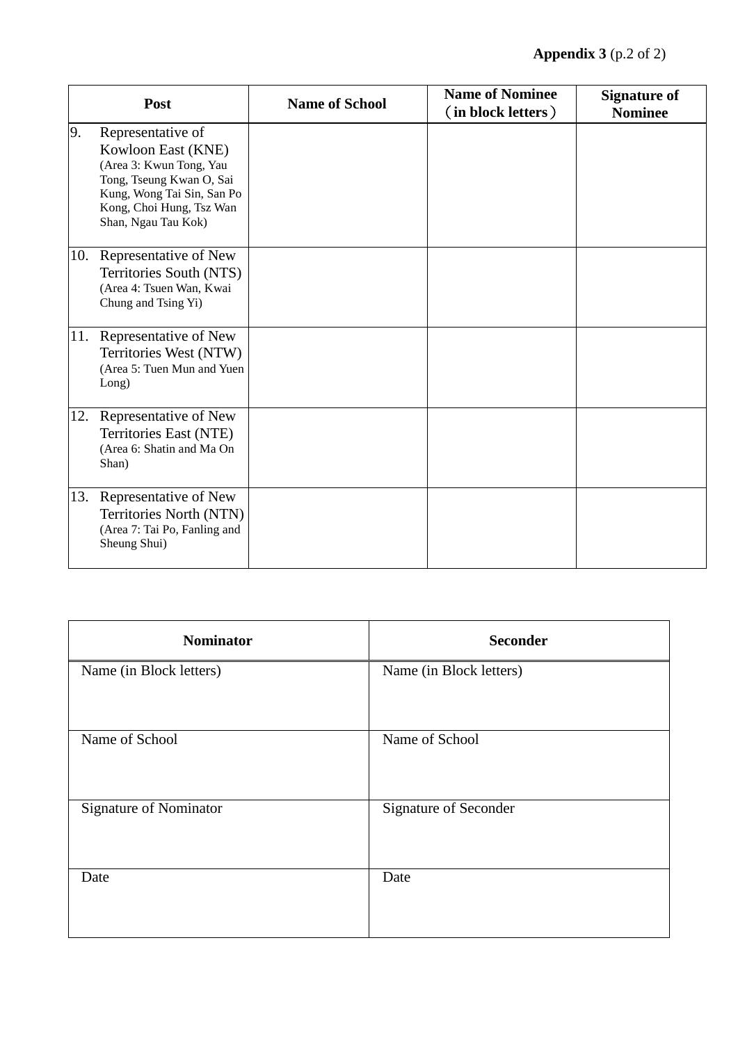**Appendix 3** (p.2 of 2)

| Post | Name of School | Name of Nominee (in block letters) | Signature of Nominee |
|---|---|---|---|
| 9. Representative of Kowloon East (KNE) (Area 3: Kwun Tong, Yau Tong, Tseung Kwan O, Sai Kung, Wong Tai Sin, San Po Kong, Choi Hung, Tsz Wan Shan, Ngau Tau Kok) | | | |
| 10. Representative of New Territories South (NTS) (Area 4: Tsuen Wan, Kwai Chung and Tsing Yi) | | | |
| 11. Representative of New Territories West (NTW) (Area 5: Tuen Mun and Yuen Long) | | | |
| 12. Representative of New Territories East (NTE) (Area 6: Shatin and Ma On Shan) | | | |
| 13. Representative of New Territories North (NTN) (Area 7: Tai Po, Fanling and Sheung Shui) | | | |

| Nominator | Seconder |
|---|---|
| Name (in Block letters) | Name (in Block letters) |
| Name of School | Name of School |
| Signature of Nominator | Signature of Seconder |
| Date | Date |